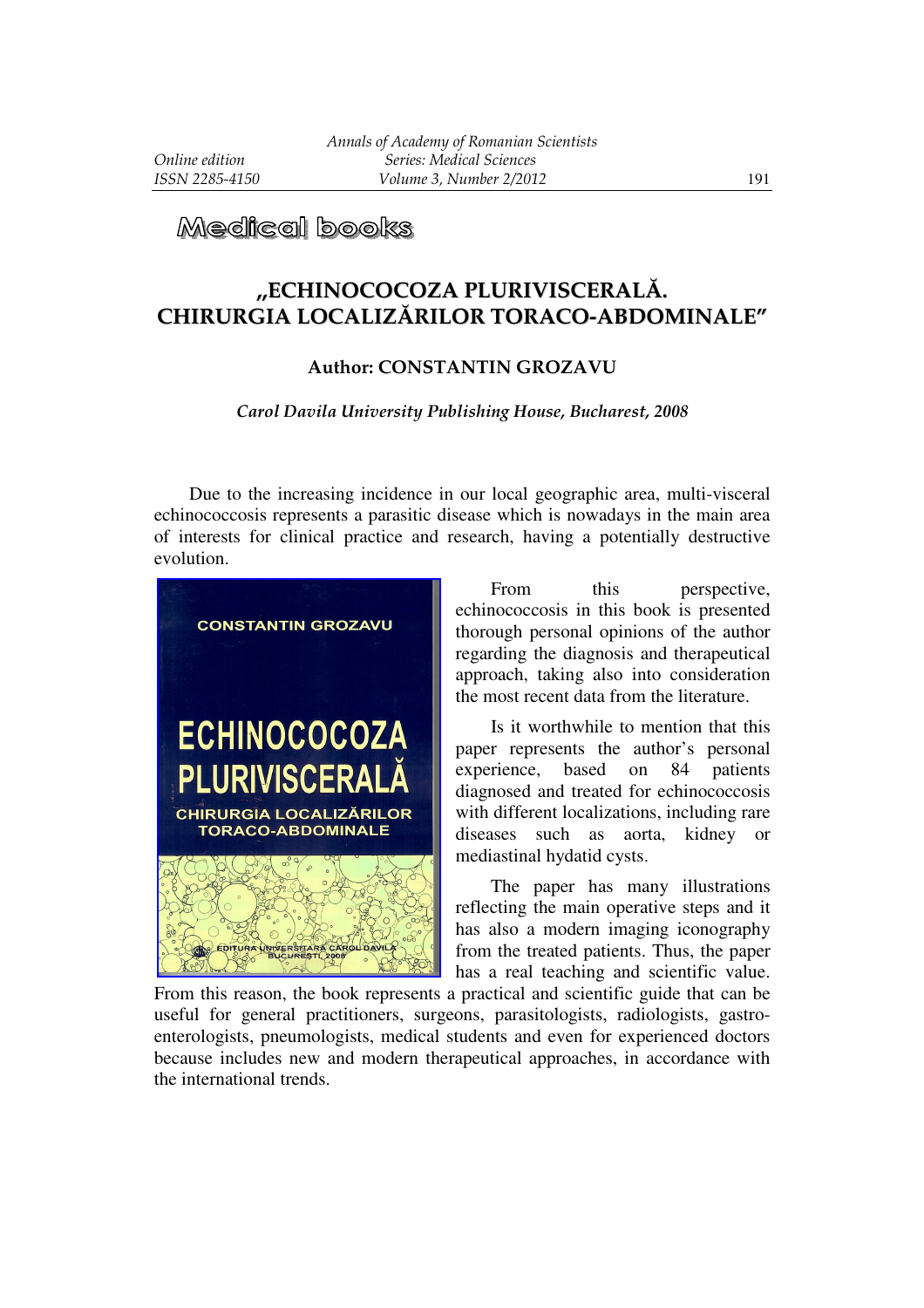# Medical books

## „ECHINOCOCOZA PLURIVISCERALĂ. CHIRURGIA LOCALIZĂRILOR TORACO-ABDOMINALE"

### Author: CONSTANTIN GROZAVU

***Carol Davila University Publishing House, Bucharest, 2008***

Due to the increasing incidence in our local geographic area, multi-visceral echinococcosis represents a parasitic disease which is nowadays in the main area of interests for clinical practice and research, having a potentially destructive evolution.

From this perspective, echinococcosis in this book is presented thorough personal opinions of the author regarding the diagnosis and therapeutical approach, taking also into consideration the most recent data from the literature.

Is it worthwhile to mention that this paper represents the author's personal experience, based on 84 patients diagnosed and treated for echinococcosis with different localizations, including rare diseases such as aorta, kidney or mediastinal hydatid cysts.

The paper has many illustrations reflecting the main operative steps and it has also a modern imaging iconography from the treated patients. Thus, the paper has a real teaching and scientific value. From this reason, the book represents a practical and scientific guide that can be useful for general practitioners, surgeons, parasitologists, radiologists, gastro-enterologists, pneumologists, medical students and even for experienced doctors because includes new and modern therapeutical approaches, in accordance with the international trends.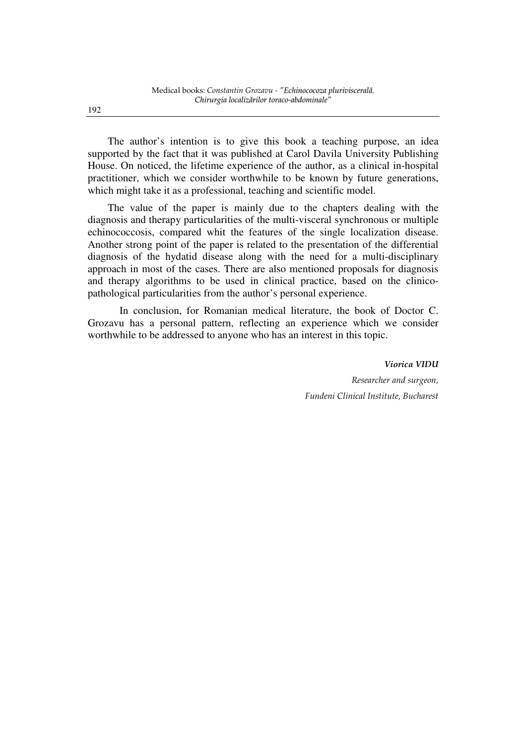The author's intention is to give this book a teaching purpose, an idea supported by the fact that it was published at Carol Davila University Publishing House. On noticed, the lifetime experience of the author, as a clinical in-hospital practitioner, which we consider worthwhile to be known by future generations, which might take it as a professional, teaching and scientific model.

The value of the paper is mainly due to the chapters dealing with the diagnosis and therapy particularities of the multi-visceral synchronous or multiple echinococcosis, compared whit the features of the single localization disease. Another strong point of the paper is related to the presentation of the differential diagnosis of the hydatid disease along with the need for a multi-disciplinary approach in most of the cases. There are also mentioned proposals for diagnosis and therapy algorithms to be used in clinical practice, based on the clinico-pathological particularities from the author's personal experience.

In conclusion, for Romanian medical literature, the book of Doctor C. Grozavu has a personal pattern, reflecting an experience which we consider worthwhile to be addressed to anyone who has an interest in this topic.

***Viorica VIDU***

*Researcher and surgeon,*

*Fundeni Clinical Institute, Bucharest*